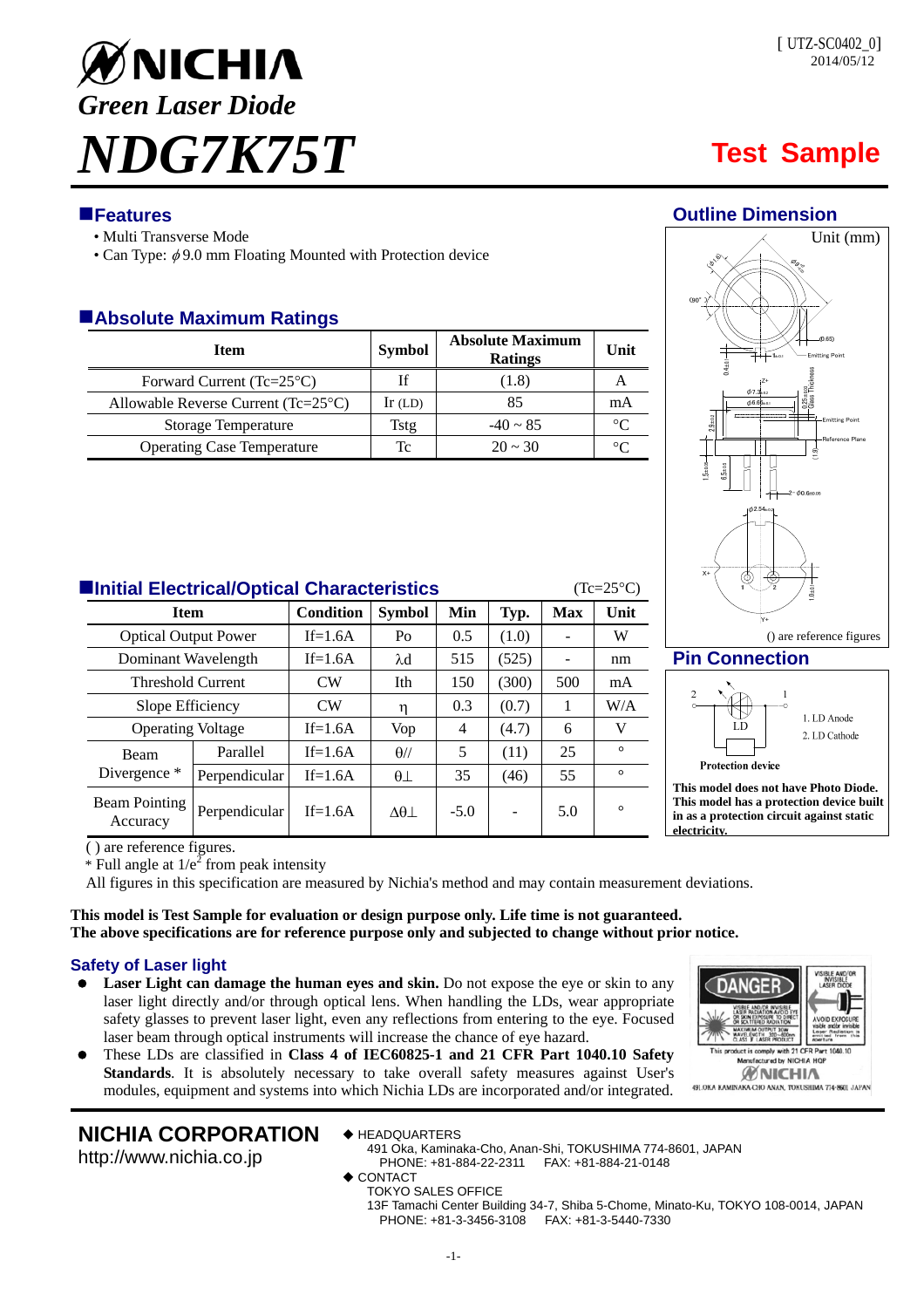# NICHIA

## *Green Laser Diode*

# *NDG7K75T*

[ UTZ-SC0402_0]
2014/05/12

**Test Sample**

## Features

- Multi Transverse Mode
- Can Type: $\phi$9.0 mm Floating Mounted with Protection device

## Absolute Maximum Ratings

| Item | Symbol | Absolute Maximum Ratings | Unit |
|---|---|---|---|
| Forward Current (Tc=25°C) | If | (1.8) | A |
| Allowable Reverse Current (Tc=25°C) | Ir (LD) | 85 | mA |
| Storage Temperature | Tstg | -40 ~ 85 | °C |
| Operating Case Temperature | Tc | 20 ~ 30 | °C |

## Outline Dimension

Unit (mm)

() are reference figures

## Pin Connection

1. LD Anode
2. LD Cathode

Protection device

**This model does not have Photo Diode. This model has a protection device built in as a protection circuit against static electricity.**

## Initial Electrical/Optical Characteristics

(Tc=25°C)

| Item | | Condition | Symbol | Min | Typ. | Max | Unit |
|---|---|---|---|---|---|---|---|
| Optical Output Power | | If=1.6A | Po | 0.5 | (1.0) | - | W |
| Dominant Wavelength | | If=1.6A | $\lambda$d | 515 | (525) | - | nm |
| Threshold Current | | CW | Ith | 150 | (300) | 500 | mA |
| Slope Efficiency | | CW | $\eta$ | 0.3 | (0.7) | 1 | W/A |
| Operating Voltage | | If=1.6A | Vop | 4 | (4.7) | 6 | V |
| Beam Divergence * | Parallel | If=1.6A | $\theta_{//}$ | 5 | (11) | 25 | ° |
| | Perpendicular | If=1.6A | $\theta_{\perp}$ | 35 | (46) | 55 | ° |
| Beam Pointing Accuracy | Perpendicular | If=1.6A | $\Delta\theta_{\perp}$ | -5.0 | - | 5.0 | ° |

( ) are reference figures.

* Full angle at $1/e^2$ from peak intensity

All figures in this specification are measured by Nichia's method and may contain measurement deviations.

**This model is Test Sample for evaluation or design purpose only. Life time is not guaranteed.**
**The above specifications are for reference purpose only and subjected to change without prior notice.**

## Safety of Laser light

- **Laser Light can damage the human eyes and skin.** Do not expose the eye or skin to any laser light directly and/or through optical lens. When handling the LDs, wear appropriate safety glasses to prevent laser light, even any reflections from entering to the eye. Focused laser beam through optical instruments will increase the chance of eye hazard.
- These LDs are classified in **Class 4 of IEC60825-1 and 21 CFR Part 1040.10 Safety Standards**. It is absolutely necessary to take overall safety measures against User's modules, equipment and systems into which Nichia LDs are incorporated and/or integrated.

DANGER — VISIBLE AND/OR INVISIBLE LASER RADIATION AVOID EYE OR SKIN EXPOSURE TO DIRECT OR SCATTERED RADIATION. MAXIMUM OUTPUT 10W, WAVELENGTH 380~600nm, CLASS 4 LASER PRODUCT. VISIBLE AND/OR INVISIBLE LASER DIODE. AVOID EXPOSURE. This product is comply with 21 CFR Part 1040.10. Manufactured by NICHIA RGP. NICHIA. 491 OKA KAMINAKA-CHO ANAN, TOKUSHIMA 774-8601 JAPAN

---

**NICHIA CORPORATION**
http://www.nichia.co.jp

◆ HEADQUARTERS
491 Oka, Kaminaka-Cho, Anan-Shi, TOKUSHIMA 774-8601, JAPAN
PHONE: +81-884-22-2311 FAX: +81-884-21-0148

◆ CONTACT
TOKYO SALES OFFICE
13F Tamachi Center Building 34-7, Shiba 5-Chome, Minato-Ku, TOKYO 108-0014, JAPAN
PHONE: +81-3-3456-3108 FAX: +81-3-5440-7330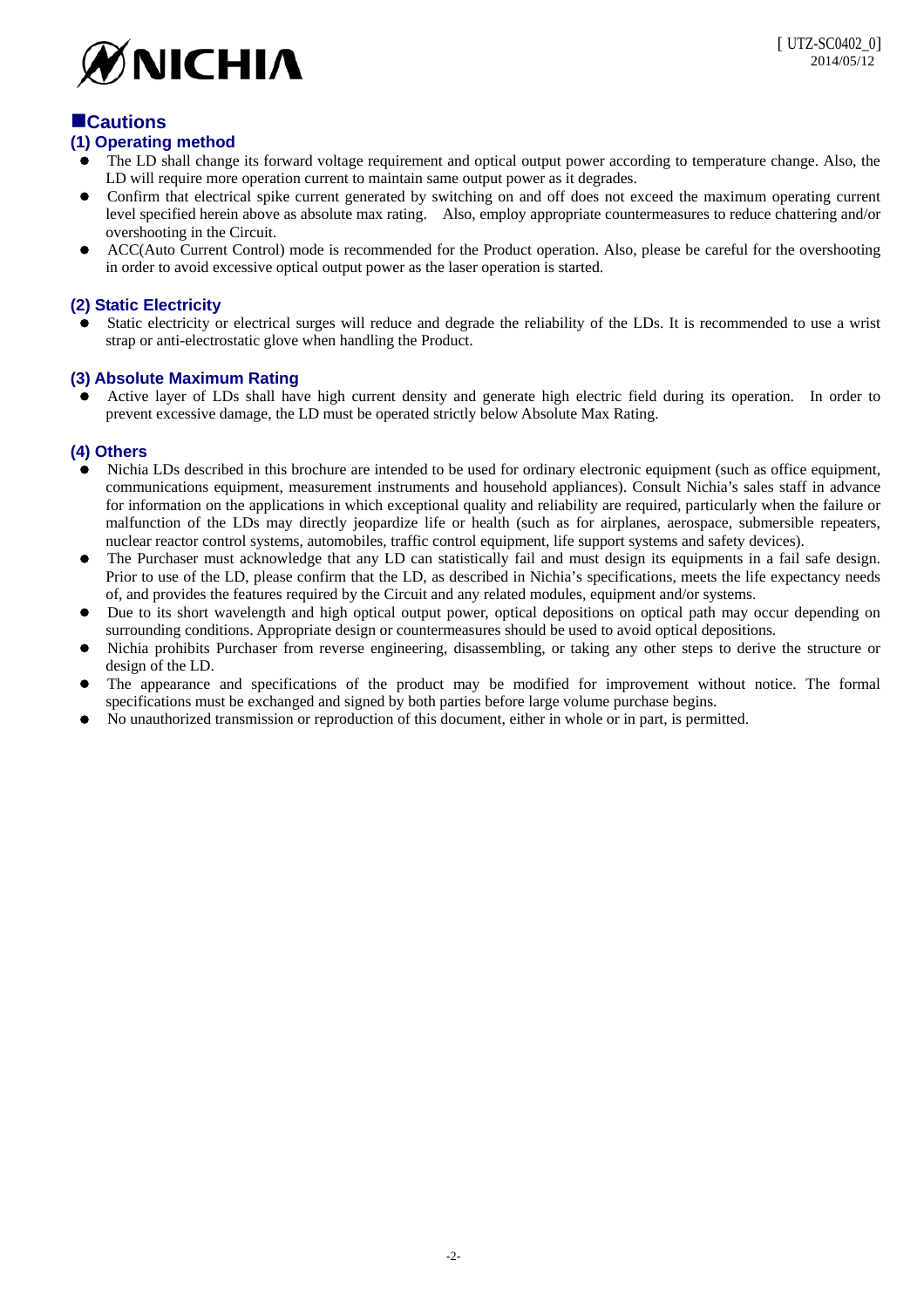## ■Cautions

### (1) Operating method

- The LD shall change its forward voltage requirement and optical output power according to temperature change. Also, the LD will require more operation current to maintain same output power as it degrades.
- Confirm that electrical spike current generated by switching on and off does not exceed the maximum operating current level specified herein above as absolute max rating. Also, employ appropriate countermeasures to reduce chattering and/or overshooting in the Circuit.
- ACC(Auto Current Control) mode is recommended for the Product operation. Also, please be careful for the overshooting in order to avoid excessive optical output power as the laser operation is started.

### (2) Static Electricity

- Static electricity or electrical surges will reduce and degrade the reliability of the LDs. It is recommended to use a wrist strap or anti-electrostatic glove when handling the Product.

### (3) Absolute Maximum Rating

- Active layer of LDs shall have high current density and generate high electric field during its operation. In order to prevent excessive damage, the LD must be operated strictly below Absolute Max Rating.

### (4) Others

- Nichia LDs described in this brochure are intended to be used for ordinary electronic equipment (such as office equipment, communications equipment, measurement instruments and household appliances). Consult Nichia's sales staff in advance for information on the applications in which exceptional quality and reliability are required, particularly when the failure or malfunction of the LDs may directly jeopardize life or health (such as for airplanes, aerospace, submersible repeaters, nuclear reactor control systems, automobiles, traffic control equipment, life support systems and safety devices).
- The Purchaser must acknowledge that any LD can statistically fail and must design its equipments in a fail safe design. Prior to use of the LD, please confirm that the LD, as described in Nichia's specifications, meets the life expectancy needs of, and provides the features required by the Circuit and any related modules, equipment and/or systems.
- Due to its short wavelength and high optical output power, optical depositions on optical path may occur depending on surrounding conditions. Appropriate design or countermeasures should be used to avoid optical depositions.
- Nichia prohibits Purchaser from reverse engineering, disassembling, or taking any other steps to derive the structure or design of the LD.
- The appearance and specifications of the product may be modified for improvement without notice. The formal specifications must be exchanged and signed by both parties before large volume purchase begins.
- No unauthorized transmission or reproduction of this document, either in whole or in part, is permitted.